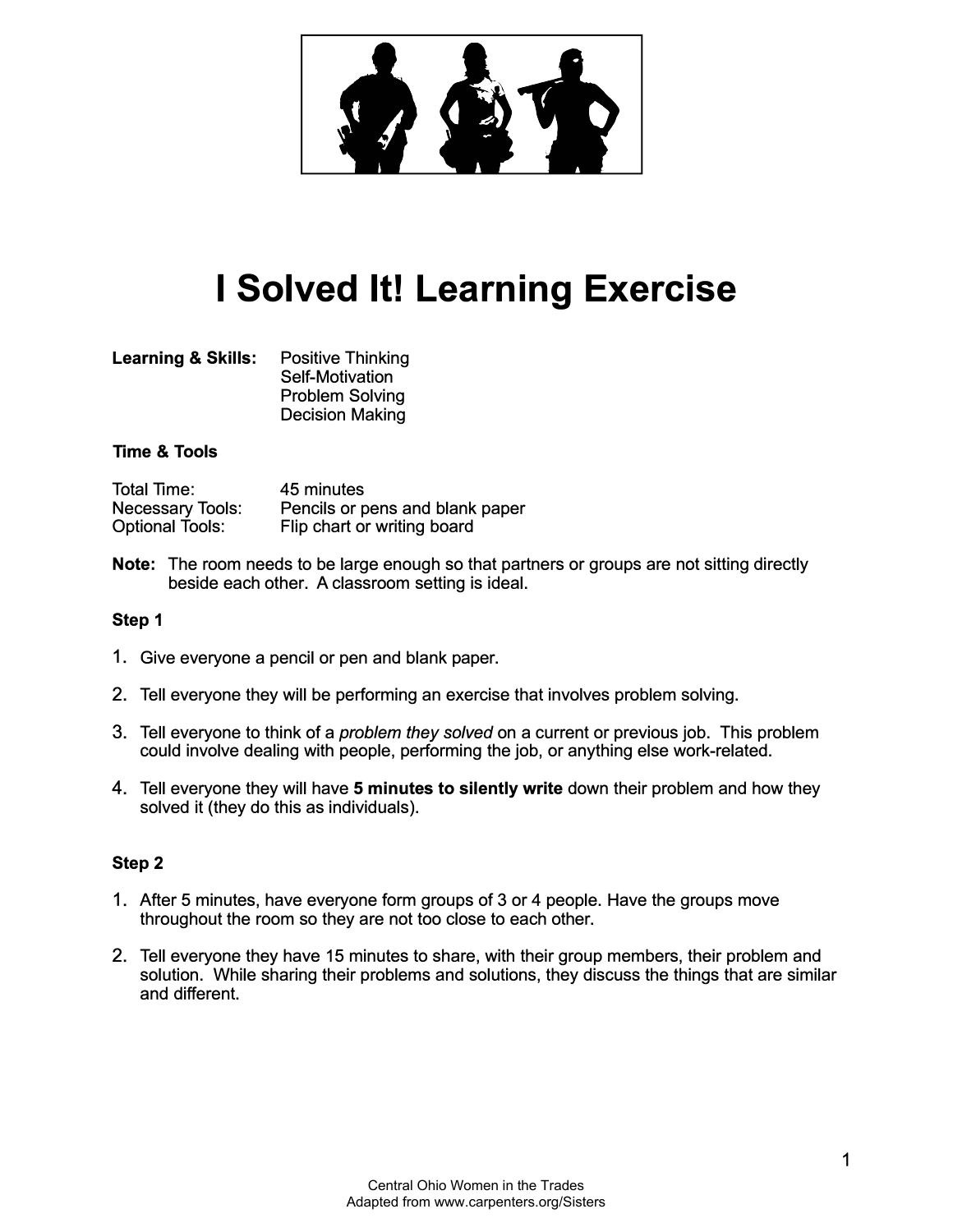# I Solved It! Learning Exercise

**Learning & Skills:** Positive Thinking
Self-Motivation
Problem Solving
Decision Making

**Time & Tools**

| | |
|---|---|
| Total Time: | 45 minutes |
| Necessary Tools: | Pencils or pens and blank paper |
| Optional Tools: | Flip chart or writing board |

**Note:** The room needs to be large enough so that partners or groups are not sitting directly beside each other. A classroom setting is ideal.

**Step 1**

1. Give everyone a pencil or pen and blank paper.
2. Tell everyone they will be performing an exercise that involves problem solving.
3. Tell everyone to think of a *problem they solved* on a current or previous job. This problem could involve dealing with people, performing the job, or anything else work-related.
4. Tell everyone they will have **5 minutes to silently write** down their problem and how they solved it (they do this as individuals).

**Step 2**

1. After 5 minutes, have everyone form groups of 3 or 4 people. Have the groups move throughout the room so they are not too close to each other.
2. Tell everyone they have 15 minutes to share, with their group members, their problem and solution. While sharing their problems and solutions, they discuss the things that are similar and different.

Central Ohio Women in the Trades
Adapted from www.carpenters.org/Sisters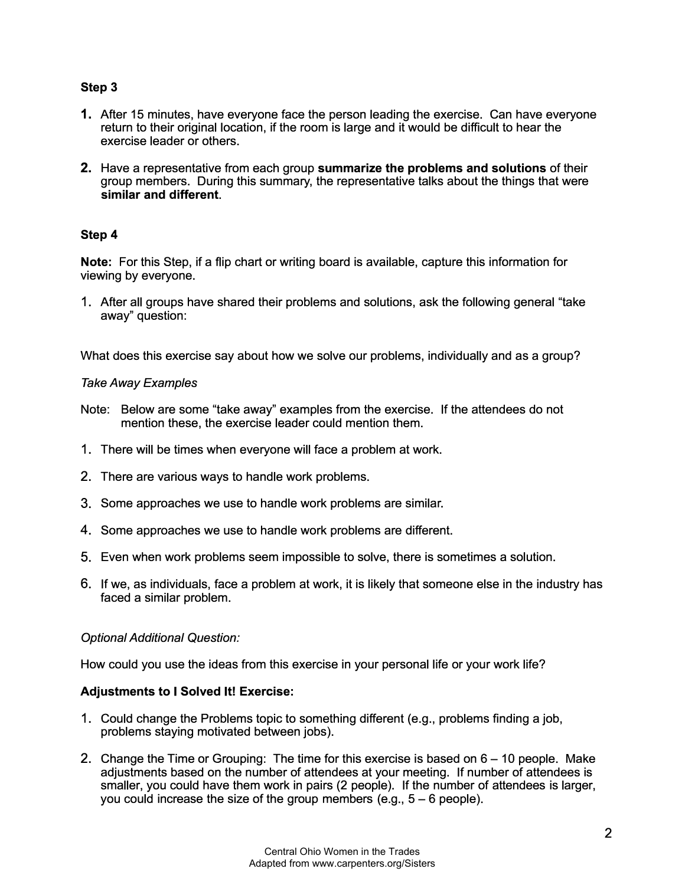### Step 3

1. After 15 minutes, have everyone face the person leading the exercise. Can have everyone return to their original location, if the room is large and it would be difficult to hear the exercise leader or others.

2. Have a representative from each group **summarize the problems and solutions** of their group members. During this summary, the representative talks about the things that were **similar and different**.

### Step 4

**Note:** For this Step, if a flip chart or writing board is available, capture this information for viewing by everyone.

1. After all groups have shared their problems and solutions, ask the following general "take away" question:

What does this exercise say about how we solve our problems, individually and as a group?

*Take Away Examples*

Note: Below are some "take away" examples from the exercise. If the attendees do not mention these, the exercise leader could mention them.

1. There will be times when everyone will face a problem at work.

2. There are various ways to handle work problems.

3. Some approaches we use to handle work problems are similar.

4. Some approaches we use to handle work problems are different.

5. Even when work problems seem impossible to solve, there is sometimes a solution.

6. If we, as individuals, face a problem at work, it is likely that someone else in the industry has faced a similar problem.

*Optional Additional Question:*

How could you use the ideas from this exercise in your personal life or your work life?

**Adjustments to I Solved It! Exercise:**

1. Could change the Problems topic to something different (e.g., problems finding a job, problems staying motivated between jobs).

2. Change the Time or Grouping: The time for this exercise is based on 6 – 10 people. Make adjustments based on the number of attendees at your meeting. If number of attendees is smaller, you could have them work in pairs (2 people). If the number of attendees is larger, you could increase the size of the group members (e.g., 5 – 6 people).

Central Ohio Women in the Trades
Adapted from www.carpenters.org/Sisters